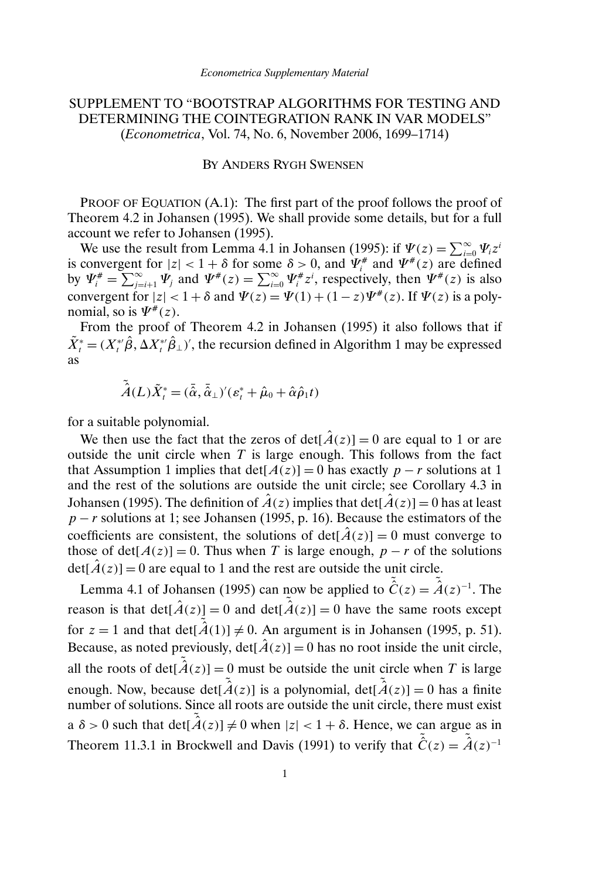*Econometrica Supplementary Material*

# SUPPLEMENT TO "BOOTSTRAP ALGORITHMS FOR TESTING AND DETERMINING THE COINTEGRATION RANK IN VAR MODELS"
## (*Econometrica*, Vol. 74, No. 6, November 2006, 1699–1714)

BY ANDERS RYGH SWENSEN

PROOF OF EQUATION (A.1): The first part of the proof follows the proof of Theorem 4.2 in Johansen (1995). We shall provide some details, but for a full account we refer to Johansen (1995).

We use the result from Lemma 4.1 in Johansen (1995): if $\Psi(z) = \sum_{i=0}^{\infty} \Psi_i z^i$ is convergent for $|z| < 1 + \delta$ for some $\delta > 0$, and $\Psi_i^{\#}$ and $\Psi^{\#}(z)$ are defined by $\Psi_i^{\#} = \sum_{j=i+1}^{\infty} \Psi_j$ and $\Psi^{\#}(z) = \sum_{i=0}^{\infty} \Psi_i^{\#} z^i$, respectively, then $\Psi^{\#}(z)$ is also convergent for $|z| < 1 + \delta$ and $\Psi(z) = \Psi(1) + (1 - z)\Psi^{\#}(z)$. If $\Psi(z)$ is a polynomial, so is $\Psi^{\#}(z)$.

From the proof of Theorem 4.2 in Johansen (1995) it also follows that if $\tilde{X}_t^* = (X_t^{*\prime}\hat{\beta}, \Delta X_t^{*\prime}\hat{\beta}_\perp)'$, the recursion defined in Algorithm 1 may be expressed as

$$\tilde{\hat{A}}(L)\tilde{X}_t^* = (\bar{\hat{\alpha}}, \bar{\hat{\alpha}}_\perp)'(\varepsilon_t^* + \hat{\mu}_0 + \hat{\alpha}\hat{\rho}_1 t)$$

for a suitable polynomial.

We then use the fact that the zeros of $\det[\hat{A}(z)] = 0$ are equal to 1 or are outside the unit circle when $T$ is large enough. This follows from the fact that Assumption 1 implies that $\det[A(z)] = 0$ has exactly $p - r$ solutions at 1 and the rest of the solutions are outside the unit circle; see Corollary 4.3 in Johansen (1995). The definition of $\hat{A}(z)$ implies that $\det[\hat{A}(z)] = 0$ has at least $p - r$ solutions at 1; see Johansen (1995, p. 16). Because the estimators of the coefficients are consistent, the solutions of $\det[\hat{A}(z)] = 0$ must converge to those of $\det[A(z)] = 0$. Thus when $T$ is large enough, $p - r$ of the solutions $\det[\hat{A}(z)] = 0$ are equal to 1 and the rest are outside the unit circle.

Lemma 4.1 of Johansen (1995) can now be applied to $\tilde{\hat{C}}(z) = \tilde{\hat{A}}(z)^{-1}$. The reason is that $\det[\hat{A}(z)] = 0$ and $\det[\tilde{\hat{A}}(z)] = 0$ have the same roots except for $z = 1$ and that $\det[\tilde{\hat{A}}(1)] \neq 0$. An argument is in Johansen (1995, p. 51). Because, as noted previously, $\det[\hat{A}(z)] = 0$ has no root inside the unit circle, all the roots of $\det[\tilde{\hat{A}}(z)] = 0$ must be outside the unit circle when $T$ is large enough. Now, because $\det[\tilde{\hat{A}}(z)]$ is a polynomial, $\det[\tilde{\hat{A}}(z)] = 0$ has a finite number of solutions. Since all roots are outside the unit circle, there must exist a $\delta > 0$ such that $\det[\tilde{\hat{A}}(z)] \neq 0$ when $|z| < 1 + \delta$. Hence, we can argue as in Theorem 11.3.1 in Brockwell and Davis (1991) to verify that $\tilde{\hat{C}}(z) = \tilde{\hat{A}}(z)^{-1}$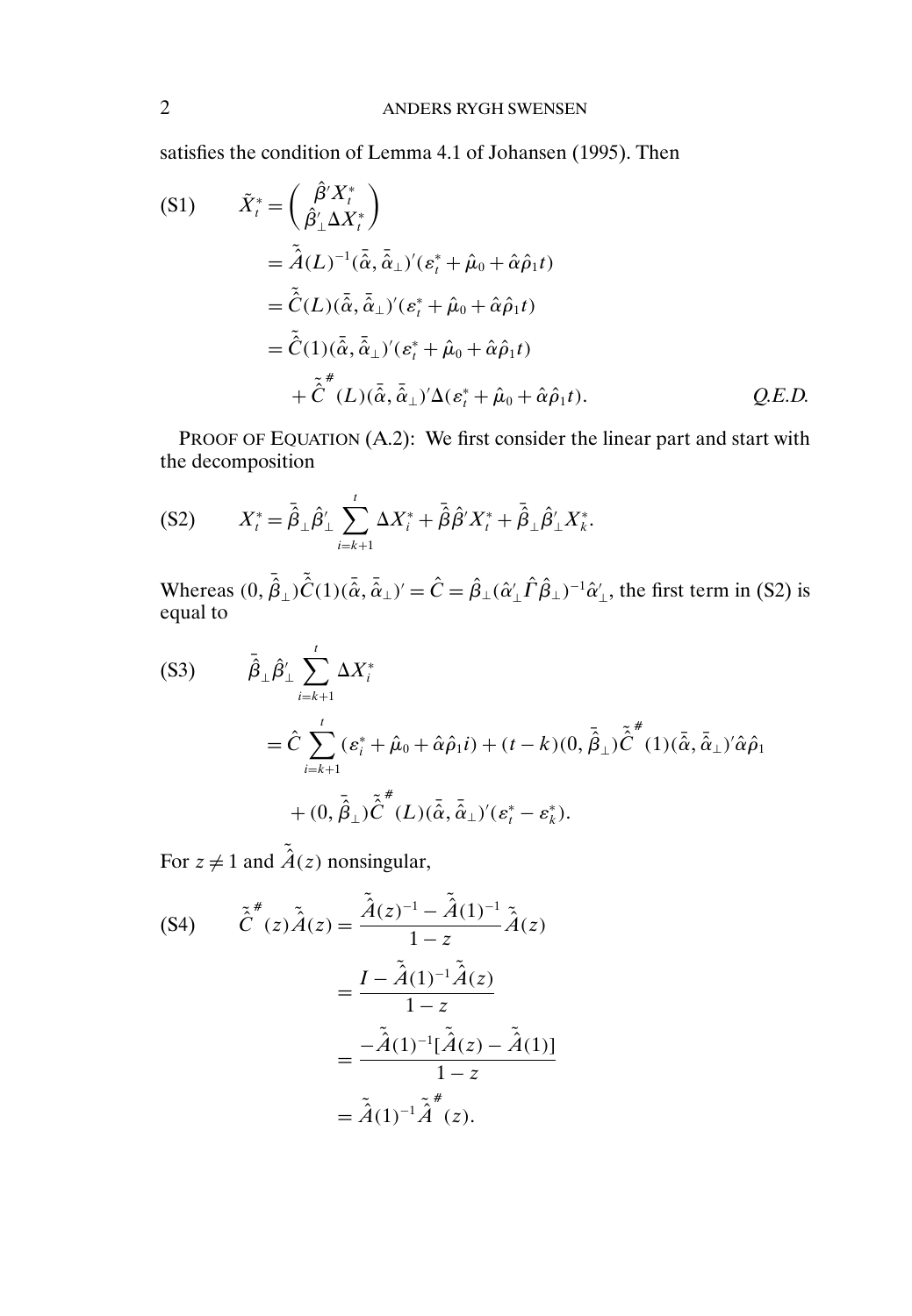satisfies the condition of Lemma 4.1 of Johansen (1995). Then

$$
\begin{aligned}
\text{(S1)} \qquad \tilde{X}_t^* &= \begin{pmatrix} \hat{\beta}' X_t^* \\ \hat{\beta}_\perp' \Delta X_t^* \end{pmatrix} \\
&= \tilde{\hat{A}}(L)^{-1} (\bar{\hat{\alpha}}, \bar{\hat{\alpha}}_\perp)' (\varepsilon_t^* + \hat{\mu}_0 + \hat{\alpha}\hat{\rho}_1 t) \\
&= \tilde{\hat{C}}(L) (\bar{\hat{\alpha}}, \bar{\hat{\alpha}}_\perp)' (\varepsilon_t^* + \hat{\mu}_0 + \hat{\alpha}\hat{\rho}_1 t) \\
&= \tilde{\hat{C}}(1) (\bar{\hat{\alpha}}, \bar{\hat{\alpha}}_\perp)' (\varepsilon_t^* + \hat{\mu}_0 + \hat{\alpha}\hat{\rho}_1 t) \\
&\quad + \tilde{\hat{C}}^{\#}(L) (\bar{\hat{\alpha}}, \bar{\hat{\alpha}}_\perp)' \Delta (\varepsilon_t^* + \hat{\mu}_0 + \hat{\alpha}\hat{\rho}_1 t). \qquad \textit{Q.E.D.}
\end{aligned}
$$

PROOF OF EQUATION (A.2): We first consider the linear part and start with the decomposition

$$
\text{(S2)} \qquad X_t^* = \bar{\hat{\beta}}_\perp \hat{\beta}_\perp' \sum_{i=k+1}^{t} \Delta X_i^* + \bar{\hat{\beta}} \hat{\beta}' X_t^* + \bar{\hat{\beta}}_\perp \hat{\beta}_\perp' X_k^*.
$$

Whereas $(0, \bar{\hat{\beta}}_\perp) \tilde{\hat{C}}(1) (\bar{\hat{\alpha}}, \bar{\hat{\alpha}}_\perp)' = \hat{C} = \hat{\beta}_\perp (\hat{\alpha}_\perp' \hat{\Gamma} \hat{\beta}_\perp)^{-1} \hat{\alpha}_\perp'$, the first term in (S2) is equal to

$$
\begin{aligned}
\text{(S3)} \qquad & \bar{\hat{\beta}}_\perp \hat{\beta}_\perp' \sum_{i=k+1}^{t} \Delta X_i^* \\
&= \hat{C} \sum_{i=k+1}^{t} (\varepsilon_i^* + \hat{\mu}_0 + \hat{\alpha}\hat{\rho}_1 i) + (t-k)(0, \bar{\hat{\beta}}_\perp) \tilde{\hat{C}}^{\#}(1) (\bar{\hat{\alpha}}, \bar{\hat{\alpha}}_\perp)' \hat{\alpha}\hat{\rho}_1 \\
&\quad + (0, \bar{\hat{\beta}}_\perp) \tilde{\hat{C}}^{\#}(L) (\bar{\hat{\alpha}}, \bar{\hat{\alpha}}_\perp)' (\varepsilon_t^* - \varepsilon_k^*).
\end{aligned}
$$

For $z \neq 1$ and $\tilde{\hat{A}}(z)$ nonsingular,

$$
\begin{aligned}
\text{(S4)} \qquad \tilde{\hat{C}}^{\#}(z) \tilde{\hat{A}}(z) &= \frac{\tilde{\hat{A}}(z)^{-1} - \tilde{\hat{A}}(1)^{-1}}{1-z} \tilde{\hat{A}}(z) \\
&= \frac{I - \tilde{\hat{A}}(1)^{-1} \tilde{\hat{A}}(z)}{1-z} \\
&= \frac{-\tilde{\hat{A}}(1)^{-1} [\tilde{\hat{A}}(z) - \tilde{\hat{A}}(1)]}{1-z} \\
&= \tilde{\hat{A}}(1)^{-1} \tilde{\hat{A}}^{\#}(z).
\end{aligned}
$$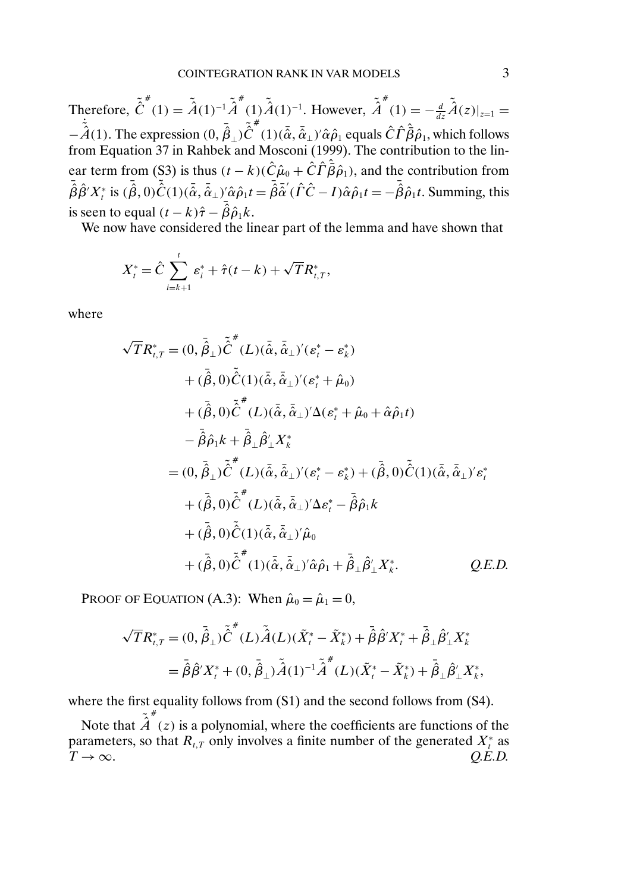Therefore, $\tilde{\hat{C}}^{\#}(1) = \tilde{\hat{A}}(1)^{-1}\tilde{\hat{A}}^{\#}(1)\tilde{\hat{A}}(1)^{-1}$. However, $\tilde{\hat{A}}^{\#}(1) = -\frac{d}{dz}\tilde{\hat{A}}(z)|_{z=1} = -\dot{\tilde{\hat{A}}}(1)$. The expression $(0, \bar{\hat{\beta}}_{\perp})\tilde{\hat{C}}^{\#}(1)(\bar{\hat{\alpha}}, \bar{\hat{\alpha}}_{\perp})'\hat{\alpha}\hat{\rho}_1$ equals $\hat{C}\hat{\Gamma}\bar{\hat{\beta}}\hat{\rho}_1$, which follows from Equation 37 in Rahbek and Mosconi (1999). The contribution to the linear term from (S3) is thus $(t-k)(\hat{C}\hat{\mu}_0 + \hat{C}\hat{\Gamma}\bar{\hat{\beta}}\hat{\rho}_1)$, and the contribution from $\bar{\hat{\beta}}\hat{\beta}'X_t^*$ is $(\bar{\hat{\beta}}, 0)\tilde{\hat{C}}(1)(\bar{\hat{\alpha}}, \bar{\hat{\alpha}}_{\perp})'\hat{\alpha}\hat{\rho}_1 t = \bar{\hat{\beta}}\bar{\hat{\alpha}}'(\hat{\Gamma}\hat{C} - I)\hat{\alpha}\hat{\rho}_1 t = -\bar{\hat{\beta}}\hat{\rho}_1 t$. Summing, this is seen to equal $(t-k)\hat{\tau} - \bar{\hat{\beta}}\hat{\rho}_1 k$.

We now have considered the linear part of the lemma and have shown that

$$X_t^* = \hat{C}\sum_{i=k+1}^{t} \varepsilon_i^* + \hat{\tau}(t-k) + \sqrt{T}R_{t,T}^*,$$

where

$$\begin{aligned}
\sqrt{T}R_{t,T}^* &= (0, \bar{\hat{\beta}}_{\perp})\tilde{\hat{C}}^{\#}(L)(\bar{\hat{\alpha}}, \bar{\hat{\alpha}}_{\perp})'(\varepsilon_t^* - \varepsilon_k^*) \\
&\quad + (\bar{\hat{\beta}}, 0)\tilde{\hat{C}}(1)(\bar{\hat{\alpha}}, \bar{\hat{\alpha}}_{\perp})'(\varepsilon_t^* + \hat{\mu}_0) \\
&\quad + (\bar{\hat{\beta}}, 0)\tilde{\hat{C}}^{\#}(L)(\bar{\hat{\alpha}}, \bar{\hat{\alpha}}_{\perp})'\Delta(\varepsilon_t^* + \hat{\mu}_0 + \hat{\alpha}\hat{\rho}_1 t) \\
&\quad - \bar{\hat{\beta}}\hat{\rho}_1 k + \bar{\hat{\beta}}_{\perp}\hat{\beta}_{\perp}' X_k^* \\
&= (0, \bar{\hat{\beta}}_{\perp})\tilde{\hat{C}}^{\#}(L)(\bar{\hat{\alpha}}, \bar{\hat{\alpha}}_{\perp})'(\varepsilon_t^* - \varepsilon_k^*) + (\bar{\hat{\beta}}, 0)\tilde{\hat{C}}(1)(\bar{\hat{\alpha}}, \bar{\hat{\alpha}}_{\perp})'\varepsilon_t^* \\
&\quad + (\bar{\hat{\beta}}, 0)\tilde{\hat{C}}^{\#}(L)(\bar{\hat{\alpha}}, \bar{\hat{\alpha}}_{\perp})'\Delta\varepsilon_t^* - \bar{\hat{\beta}}\hat{\rho}_1 k \\
&\quad + (\bar{\hat{\beta}}, 0)\tilde{\hat{C}}(1)(\bar{\hat{\alpha}}, \bar{\hat{\alpha}}_{\perp})'\hat{\mu}_0 \\
&\quad + (\bar{\hat{\beta}}, 0)\tilde{\hat{C}}^{\#}(1)(\bar{\hat{\alpha}}, \bar{\hat{\alpha}}_{\perp})'\hat{\alpha}\hat{\rho}_1 + \bar{\hat{\beta}}_{\perp}\hat{\beta}_{\perp}' X_k^*. \qquad \textit{Q.E.D.}
\end{aligned}$$

PROOF OF EQUATION (A.3): When $\hat{\mu}_0 = \hat{\mu}_1 = 0$,

$$\begin{aligned}
\sqrt{T}R_{t,T}^* &= (0, \bar{\hat{\beta}}_{\perp})\tilde{\hat{C}}^{\#}(L)\tilde{\hat{A}}(L)(\tilde{X}_t^* - \tilde{X}_k^*) + \bar{\hat{\beta}}\hat{\beta}'X_t^* + \bar{\hat{\beta}}_{\perp}\hat{\beta}_{\perp}'X_k^* \\
&= \bar{\hat{\beta}}\hat{\beta}'X_t^* + (0, \bar{\hat{\beta}}_{\perp})\tilde{\hat{A}}(1)^{-1}\tilde{\hat{A}}^{\#}(L)(\tilde{X}_t^* - \tilde{X}_k^*) + \bar{\hat{\beta}}_{\perp}\hat{\beta}_{\perp}'X_k^*,
\end{aligned}$$

where the first equality follows from (S1) and the second follows from (S4).

Note that $\tilde{\hat{A}}^{\#}(z)$ is a polynomial, where the coefficients are functions of the parameters, so that $R_{t,T}$ only involves a finite number of the generated $X_t^*$ as $T \to \infty$. *Q.E.D.*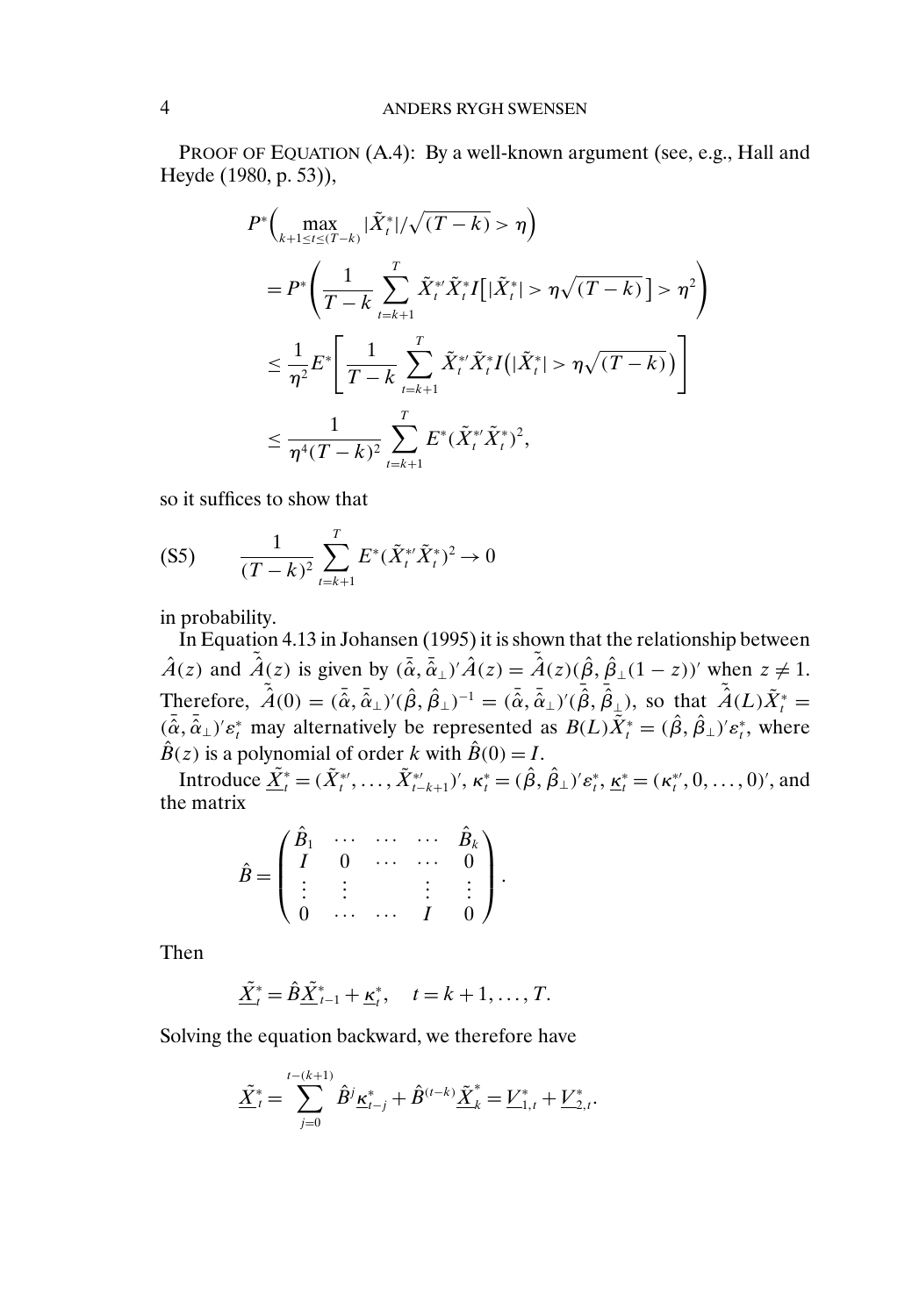PROOF OF EQUATION (A.4): By a well-known argument (see, e.g., Hall and Heyde (1980, p. 53)),

$$
\begin{aligned}
&P^*\Big(\max_{k+1\le t\le (T-k)} |\tilde{X}_t^*|/\sqrt{(T-k)} > \eta\Big)\\
&= P^*\left(\frac{1}{T-k}\sum_{t=k+1}^{T} \tilde{X}_t^{*\prime}\tilde{X}_t^* I\big[|\tilde{X}_t^*| > \eta\sqrt{(T-k)}\,\big] > \eta^2\right)\\
&\le \frac{1}{\eta^2}E^*\left[\frac{1}{T-k}\sum_{t=k+1}^{T} \tilde{X}_t^{*\prime}\tilde{X}_t^* I\big(|\tilde{X}_t^*| > \eta\sqrt{(T-k)}\big)\right]\\
&\le \frac{1}{\eta^4(T-k)^2}\sum_{t=k+1}^{T} E^*(\tilde{X}_t^{*\prime}\tilde{X}_t^*)^2,
\end{aligned}
$$

so it suffices to show that

$$
\text{(S5)} \qquad \frac{1}{(T-k)^2}\sum_{t=k+1}^{T} E^*(\tilde{X}_t^{*\prime}\tilde{X}_t^*)^2 \to 0
$$

in probability.

In Equation 4.13 in Johansen (1995) it is shown that the relationship between $\hat{A}(z)$ and $\tilde{\hat{A}}(z)$ is given by $(\bar{\hat{\alpha}}, \bar{\hat{\alpha}}_\perp)'\hat{A}(z) = \tilde{\hat{A}}(z)(\hat{\beta}, \hat{\beta}_\perp(1-z))'$ when $z \neq 1$. Therefore, $\tilde{\hat{A}}(0) = (\bar{\hat{\alpha}}, \bar{\hat{\alpha}}_\perp)'(\hat{\beta}, \hat{\beta}_\perp)^{-1} = (\bar{\hat{\alpha}}, \bar{\hat{\alpha}}_\perp)'(\bar{\hat{\beta}}, \bar{\hat{\beta}}_\perp)$, so that $\tilde{\hat{A}}(L)\tilde{X}_t^* = (\bar{\hat{\alpha}}, \bar{\hat{\alpha}}_\perp)'\varepsilon_t^*$ may alternatively be represented as $B(L)\tilde{X}_t^* = (\hat{\beta}, \hat{\beta}_\perp)'\varepsilon_t^*$, where $\hat{B}(z)$ is a polynomial of order $k$ with $\hat{B}(0) = I$.

Introduce $\underline{\tilde{X}}_t^* = (\tilde{X}_t^{*\prime}, \ldots, \tilde{X}_{t-k+1}^{*\prime})'$, $\kappa_t^* = (\hat{\beta}, \hat{\beta}_\perp)'\varepsilon_t^*$, $\underline{\kappa}_t^* = (\kappa_t^{*\prime}, 0, \ldots, 0)'$, and the matrix

$$
\hat{B} = \begin{pmatrix} \hat{B}_1 & \cdots & \cdots & \cdots & \hat{B}_k \\ I & 0 & \cdots & \cdots & 0 \\ \vdots & \vdots & & \vdots & \vdots \\ 0 & \cdots & \cdots & I & 0 \end{pmatrix}.
$$

Then

$$
\underline{\tilde{X}}_t^* = \hat{B}\underline{\tilde{X}}_{t-1}^* + \underline{\kappa}_t^*, \quad t = k+1, \ldots, T.
$$

Solving the equation backward, we therefore have

$$
\underline{\tilde{X}}_t^* = \sum_{j=0}^{t-(k+1)} \hat{B}^j \underline{\kappa}_{t-j}^* + \hat{B}^{(t-k)}\underline{\tilde{X}}_k^* = \underline{V}_{1,t}^* + \underline{V}_{2,t}^*.
$$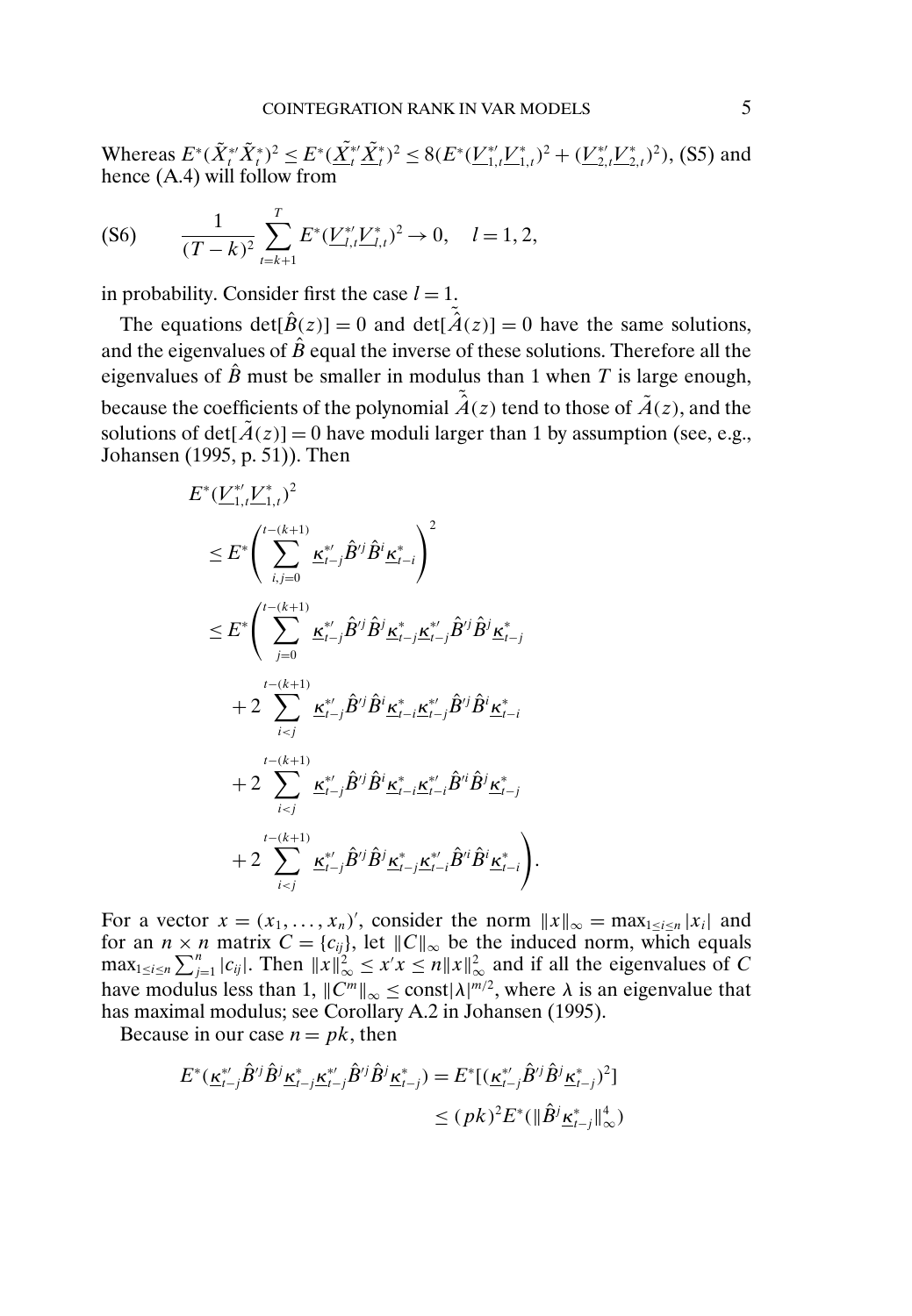Whereas $E^*(\tilde{X}_t^{*\prime}\tilde{X}_t^*)^2 \leq E^*(\underline{\tilde{X}}_t^{*\prime}\underline{\tilde{X}}_t^*)^2 \leq 8(E^*(\underline{V}_{1,t}^{*\prime}\underline{V}_{1,t}^*)^2 + (\underline{V}_{2,t}^{*\prime}\underline{V}_{2,t}^*)^2)$, (S5) and hence (A.4) will follow from

$$\text{(S6)} \qquad \frac{1}{(T-k)^2}\sum_{t=k+1}^{T} E^*(\underline{V}_{l,t}^{*\prime}\underline{V}_{l,t}^*)^2 \to 0, \quad l = 1, 2,$$

in probability. Consider first the case $l = 1$.

The equations $\det[\hat{B}(z)] = 0$ and $\det[\hat{\tilde{A}}(z)] = 0$ have the same solutions, and the eigenvalues of $\hat{B}$ equal the inverse of these solutions. Therefore all the eigenvalues of $\hat{B}$ must be smaller in modulus than 1 when $T$ is large enough, because the coefficients of the polynomial $\hat{\tilde{A}}(z)$ tend to those of $\tilde{A}(z)$, and the solutions of $\det[\tilde{A}(z)] = 0$ have moduli larger than 1 by assumption (see, e.g., Johansen (1995, p. 51)). Then

$$\begin{aligned}
E^*&(\underline{V}_{1,t}^{*\prime}\underline{V}_{1,t}^*)^2 \\
&\leq E^*\left(\sum_{i,j=0}^{t-(k+1)} \underline{\kappa}_{t-j}^{*\prime}\hat{B}^{\prime j}\hat{B}^i\underline{\kappa}_{t-i}^*\right)^2 \\
&\leq E^*\left(\sum_{j=0}^{t-(k+1)} \underline{\kappa}_{t-j}^{*\prime}\hat{B}^{\prime j}\hat{B}^j\underline{\kappa}_{t-j}^*\underline{\kappa}_{t-j}^{*\prime}\hat{B}^{\prime j}\hat{B}^j\underline{\kappa}_{t-j}^*\right. \\
&\qquad + 2\sum_{i<j}^{t-(k+1)} \underline{\kappa}_{t-j}^{*\prime}\hat{B}^{\prime j}\hat{B}^i\underline{\kappa}_{t-i}^*\underline{\kappa}_{t-j}^{*\prime}\hat{B}^{\prime j}\hat{B}^i\underline{\kappa}_{t-i}^* \\
&\qquad + 2\sum_{i<j}^{t-(k+1)} \underline{\kappa}_{t-j}^{*\prime}\hat{B}^{\prime j}\hat{B}^i\underline{\kappa}_{t-i}^*\underline{\kappa}_{t-i}^{*\prime}\hat{B}^{\prime i}\hat{B}^j\underline{\kappa}_{t-j}^* \\
&\qquad \left. + 2\sum_{i<j}^{t-(k+1)} \underline{\kappa}_{t-j}^{*\prime}\hat{B}^{\prime j}\hat{B}^j\underline{\kappa}_{t-j}^*\underline{\kappa}_{t-i}^{*\prime}\hat{B}^{\prime i}\hat{B}^i\underline{\kappa}_{t-i}^*\right).
\end{aligned}$$

For a vector $x = (x_1, \dots, x_n)'$, consider the norm $\|x\|_\infty = \max_{1\leq i\leq n}|x_i|$ and for an $n \times n$ matrix $C = \{c_{ij}\}$, let $\|C\|_\infty$ be the induced norm, which equals $\max_{1\leq i\leq n}\sum_{j=1}^n |c_{ij}|$. Then $\|x\|_\infty^2 \leq x'x \leq n\|x\|_\infty^2$ and if all the eigenvalues of $C$ have modulus less than 1, $\|C^m\|_\infty \leq \text{const}|\lambda|^{m/2}$, where $\lambda$ is an eigenvalue that has maximal modulus; see Corollary A.2 in Johansen (1995).

Because in our case $n = pk$, then

$$\begin{aligned}
E^*(\underline{\kappa}_{t-j}^{*\prime}\hat{B}^{\prime j}\hat{B}^j\underline{\kappa}_{t-j}^*\underline{\kappa}_{t-j}^{*\prime}\hat{B}^{\prime j}\hat{B}^j\underline{\kappa}_{t-j}^*) &= E^*[(\underline{\kappa}_{t-j}^{*\prime}\hat{B}^{\prime j}\hat{B}^j\underline{\kappa}_{t-j}^*)^2] \\
&\leq (pk)^2 E^*(\|\hat{B}^j\underline{\kappa}_{t-j}^*\|_\infty^4)
\end{aligned}$$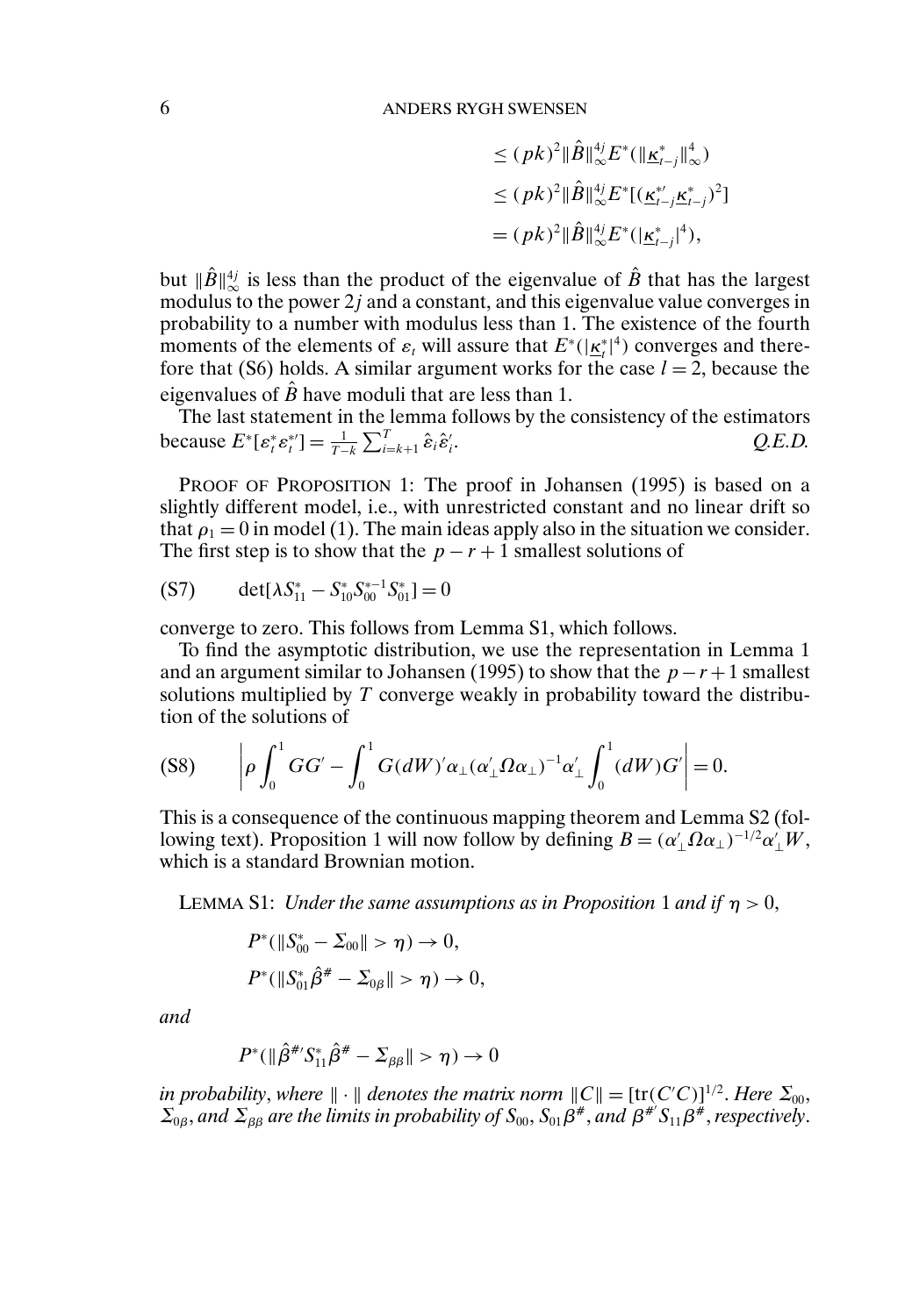$$
\begin{aligned}
&\leq (pk)^2 \|\hat{B}\|_\infty^{4j} E^*(\|\underline{\kappa}_{t-j}^*\|_\infty^4) \\
&\leq (pk)^2 \|\hat{B}\|_\infty^{4j} E^*[(\underline{\kappa}_{t-j}^{*\prime}\underline{\kappa}_{t-j}^*)^2] \\
&= (pk)^2 \|\hat{B}\|_\infty^{4j} E^*(|\underline{\kappa}_{t-j}^*|^4),
\end{aligned}
$$

but $\|\hat{B}\|_\infty^{4j}$ is less than the product of the eigenvalue of $\hat{B}$ that has the largest modulus to the power $2j$ and a constant, and this eigenvalue value converges in probability to a number with modulus less than 1. The existence of the fourth moments of the elements of $\varepsilon_t$ will assure that $E^*(|\underline{\kappa}_t^*|^4)$ converges and therefore that (S6) holds. A similar argument works for the case $l = 2$, because the eigenvalues of $\hat{B}$ have moduli that are less than 1.

The last statement in the lemma follows by the consistency of the estimators because $E^*[\varepsilon_t^* \varepsilon_t^{*\prime}] = \frac{1}{T-k}\sum_{i=k+1}^T \hat{\varepsilon}_i \hat{\varepsilon}_i'$. *Q.E.D.*

PROOF OF PROPOSITION 1: The proof in Johansen (1995) is based on a slightly different model, i.e., with unrestricted constant and no linear drift so that $\rho_1 = 0$ in model (1). The main ideas apply also in the situation we consider. The first step is to show that the $p - r + 1$ smallest solutions of

$$
\text{(S7)} \qquad \det[\lambda S_{11}^* - S_{10}^* S_{00}^{*-1} S_{01}^*] = 0
$$

converge to zero. This follows from Lemma S1, which follows.

To find the asymptotic distribution, we use the representation in Lemma 1 and an argument similar to Johansen (1995) to show that the $p - r + 1$ smallest solutions multiplied by $T$ converge weakly in probability toward the distribution of the solutions of

$$
\text{(S8)} \qquad \left| \rho \int_0^1 GG' - \int_0^1 G(dW)'\alpha_\perp(\alpha_\perp'\Omega\alpha_\perp)^{-1}\alpha_\perp' \int_0^1 (dW)G' \right| = 0.
$$

This is a consequence of the continuous mapping theorem and Lemma S2 (following text). Proposition 1 will now follow by defining $B = (\alpha_\perp'\Omega\alpha_\perp)^{-1/2}\alpha_\perp' W$, which is a standard Brownian motion.

LEMMA S1: *Under the same assumptions as in Proposition* 1 *and if* $\eta > 0$,

$$
P^*(\|S_{00}^* - \Sigma_{00}\| > \eta) \to 0,
$$
$$
P^*(\|S_{01}^* \hat{\beta}^\# - \Sigma_{0\beta}\| > \eta) \to 0,
$$

*and*

$$
P^*(\|\hat{\beta}^{\#\prime} S_{11}^* \hat{\beta}^\# - \Sigma_{\beta\beta}\| > \eta) \to 0
$$

*in probability*, *where* $\|\cdot\|$ *denotes the matrix norm* $\|C\| = [\mathrm{tr}(C'C)]^{1/2}$. *Here* $\Sigma_{00}$, $\Sigma_{0\beta}$, *and* $\Sigma_{\beta\beta}$ *are the limits in probability of* $S_{00}$, $S_{01}\beta^\#$, *and* $\beta^{\#\prime}S_{11}\beta^\#$, *respectively*.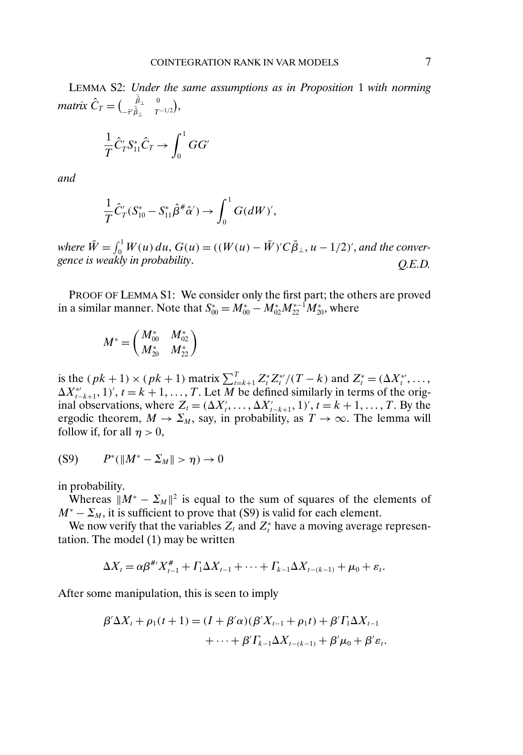LEMMA S2: *Under the same assumptions as in Proposition* 1 *with norming matrix* $\hat{C}_T = \begin{pmatrix} \bar{\hat{\beta}}_\perp & 0 \\ -\hat{\tau}'\bar{\hat{\beta}}_\perp & T^{-1/2} \end{pmatrix}$,

$$\frac{1}{T}\hat{C}_T' S_{11}^* \hat{C}_T \to \int_0^1 GG'$$

*and*

$$\frac{1}{T}\hat{C}_T'(S_{10}^* - S_{11}^*\hat{\beta}^{\#}\hat{\alpha}') \to \int_0^1 G(dW)',$$

*where* $\bar{W} = \int_0^1 W(u)\,du$, $G(u) = ((W(u) - \bar{W})'C\bar{\beta}_\perp, u - 1/2)'$, *and the convergence is weakly in probability*. Q.E.D.

PROOF OF LEMMA S1: We consider only the first part; the others are proved in a similar manner. Note that $S_{00}^* = M_{00}^* - M_{02}^* M_{22}^{*-1} M_{20}^*$, where

$$M^* = \begin{pmatrix} M_{00}^* & M_{02}^* \\ M_{20}^* & M_{22}^* \end{pmatrix}$$

is the $(pk+1)\times(pk+1)$ matrix $\sum_{t=k+1}^T Z_t^* Z_t^{*\prime}/(T-k)$ and $Z_t^* = (\Delta X_t^{*\prime}, \dots, \Delta X_{t-k+1}^{*\prime}, 1)'$, $t = k+1, \dots, T$. Let $M$ be defined similarly in terms of the original observations, where $Z_t = (\Delta X_t', \dots, \Delta X_{t-k+1}', 1)'$, $t = k+1, \dots, T$. By the ergodic theorem, $M \to \Sigma_M$, say, in probability, as $T \to \infty$. The lemma will follow if, for all $\eta > 0$,

$$P^*(\|M^* - \Sigma_M\| > \eta) \to 0 \tag{S9}$$

in probability.

Whereas $\|M^* - \Sigma_M\|^2$ is equal to the sum of squares of the elements of $M^* - \Sigma_M$, it is sufficient to prove that (S9) is valid for each element.

We now verify that the variables $Z_t$ and $Z_t^*$ have a moving average representation. The model (1) may be written

$$\Delta X_t = \alpha\beta^{\#\prime}X_{t-1}^{\#} + \Gamma_1\Delta X_{t-1} + \cdots + \Gamma_{k-1}\Delta X_{t-(k-1)} + \mu_0 + \varepsilon_t.$$

After some manipulation, this is seen to imply

$$\begin{aligned}\beta'\Delta X_t + \rho_1(t+1) = (I + \beta'\alpha)(\beta' X_{t-1} + \rho_1 t) + \beta'\Gamma_1\Delta X_{t-1} \\ + \cdots + \beta'\Gamma_{k-1}\Delta X_{t-(k-1)} + \beta'\mu_0 + \beta'\varepsilon_t.\end{aligned}$$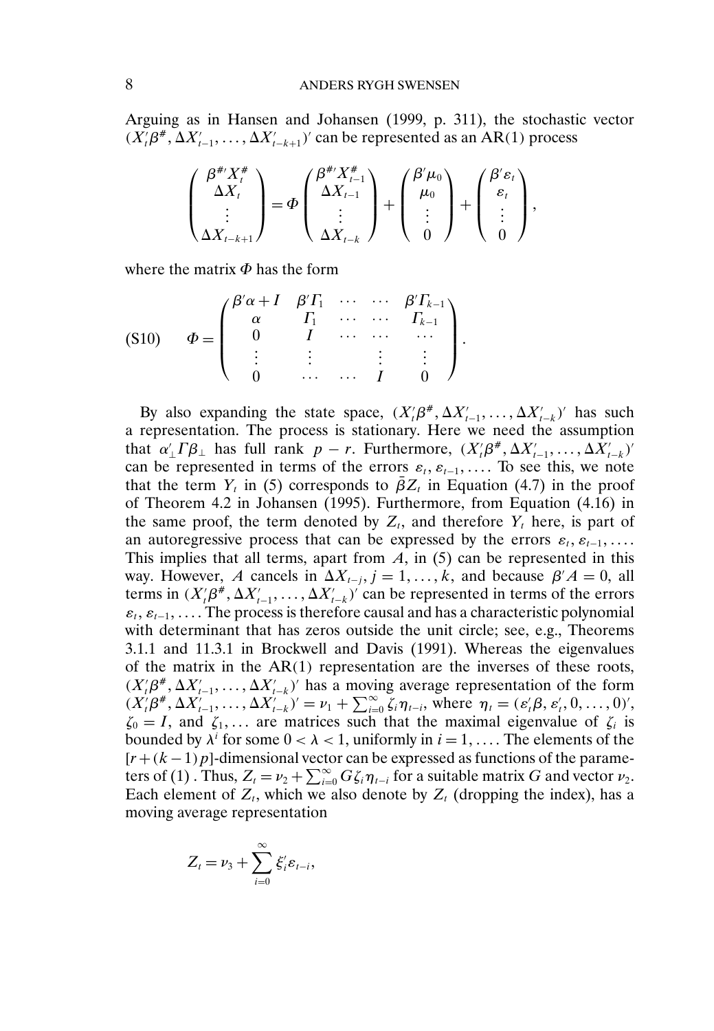Arguing as in Hansen and Johansen (1999, p. 311), the stochastic vector $(X_t'\beta^{\#}, \Delta X_{t-1}', \ldots, \Delta X_{t-k+1}')'$ can be represented as an AR(1) process

$$
\begin{pmatrix} \beta^{\#\prime} X_t^{\#} \\ \Delta X_t \\ \vdots \\ \Delta X_{t-k+1} \end{pmatrix} = \Phi \begin{pmatrix} \beta^{\#\prime} X_{t-1}^{\#} \\ \Delta X_{t-1} \\ \vdots \\ \Delta X_{t-k} \end{pmatrix} + \begin{pmatrix} \beta' \mu_0 \\ \mu_0 \\ \vdots \\ 0 \end{pmatrix} + \begin{pmatrix} \beta' \varepsilon_t \\ \varepsilon_t \\ \vdots \\ 0 \end{pmatrix},
$$

where the matrix $\Phi$ has the form

$$
\text{(S10)} \qquad \Phi = \begin{pmatrix} \beta'\alpha + I & \beta'\Gamma_1 & \cdots & \cdots & \beta'\Gamma_{k-1} \\ \alpha & \Gamma_1 & \cdots & \cdots & \Gamma_{k-1} \\ 0 & I & \cdots & \cdots & \cdots \\ \vdots & \vdots & & \vdots & \vdots \\ 0 & \cdots & \cdots & I & 0 \end{pmatrix}.
$$

By also expanding the state space, $(X_t'\beta^{\#}, \Delta X_{t-1}', \ldots, \Delta X_{t-k}')'$ has such a representation. The process is stationary. Here we need the assumption that $\alpha_\perp' \Gamma \beta_\perp$ has full rank $p - r$. Furthermore, $(X_t'\beta^{\#}, \Delta X_{t-1}', \ldots, \Delta X_{t-k}')'$ can be represented in terms of the errors $\varepsilon_t, \varepsilon_{t-1}, \ldots$. To see this, we note that the term $Y_t$ in (5) corresponds to $\bar{\beta} Z_t$ in Equation (4.7) in the proof of Theorem 4.2 in Johansen (1995). Furthermore, from Equation (4.16) in the same proof, the term denoted by $Z_t$, and therefore $Y_t$ here, is part of an autoregressive process that can be expressed by the errors $\varepsilon_t, \varepsilon_{t-1}, \ldots$. This implies that all terms, apart from $A$, in (5) can be represented in this way. However, $A$ cancels in $\Delta X_{t-j}$, $j = 1, \ldots, k$, and because $\beta' A = 0$, all terms in $(X_t'\beta^{\#}, \Delta X_{t-1}', \ldots, \Delta X_{t-k}')'$ can be represented in terms of the errors $\varepsilon_t, \varepsilon_{t-1}, \ldots$. The process is therefore causal and has a characteristic polynomial with determinant that has zeros outside the unit circle; see, e.g., Theorems 3.1.1 and 11.3.1 in Brockwell and Davis (1991). Whereas the eigenvalues of the matrix in the AR(1) representation are the inverses of these roots, $(X_t'\beta^{\#}, \Delta X_{t-1}', \ldots, \Delta X_{t-k}')'$ has a moving average representation of the form $(X_t'\beta^{\#}, \Delta X_{t-1}', \ldots, \Delta X_{t-k}')' = \nu_1 + \sum_{i=0}^{\infty} \zeta_i \eta_{t-i}$, where $\eta_t = (\varepsilon_t'\beta, \varepsilon_t', 0, \ldots, 0)'$, $\zeta_0 = I$, and $\zeta_1, \ldots$ are matrices such that the maximal eigenvalue of $\zeta_i$ is bounded by $\lambda^i$ for some $0 < \lambda < 1$, uniformly in $i = 1, \ldots$. The elements of the $[r + (k-1)p]$-dimensional vector can be expressed as functions of the parameters of (1) . Thus, $Z_t = \nu_2 + \sum_{i=0}^{\infty} G \zeta_i \eta_{t-i}$ for a suitable matrix $G$ and vector $\nu_2$. Each element of $Z_t$, which we also denote by $Z_t$ (dropping the index), has a moving average representation

$$
Z_t = \nu_3 + \sum_{i=0}^{\infty} \xi_i' \varepsilon_{t-i},
$$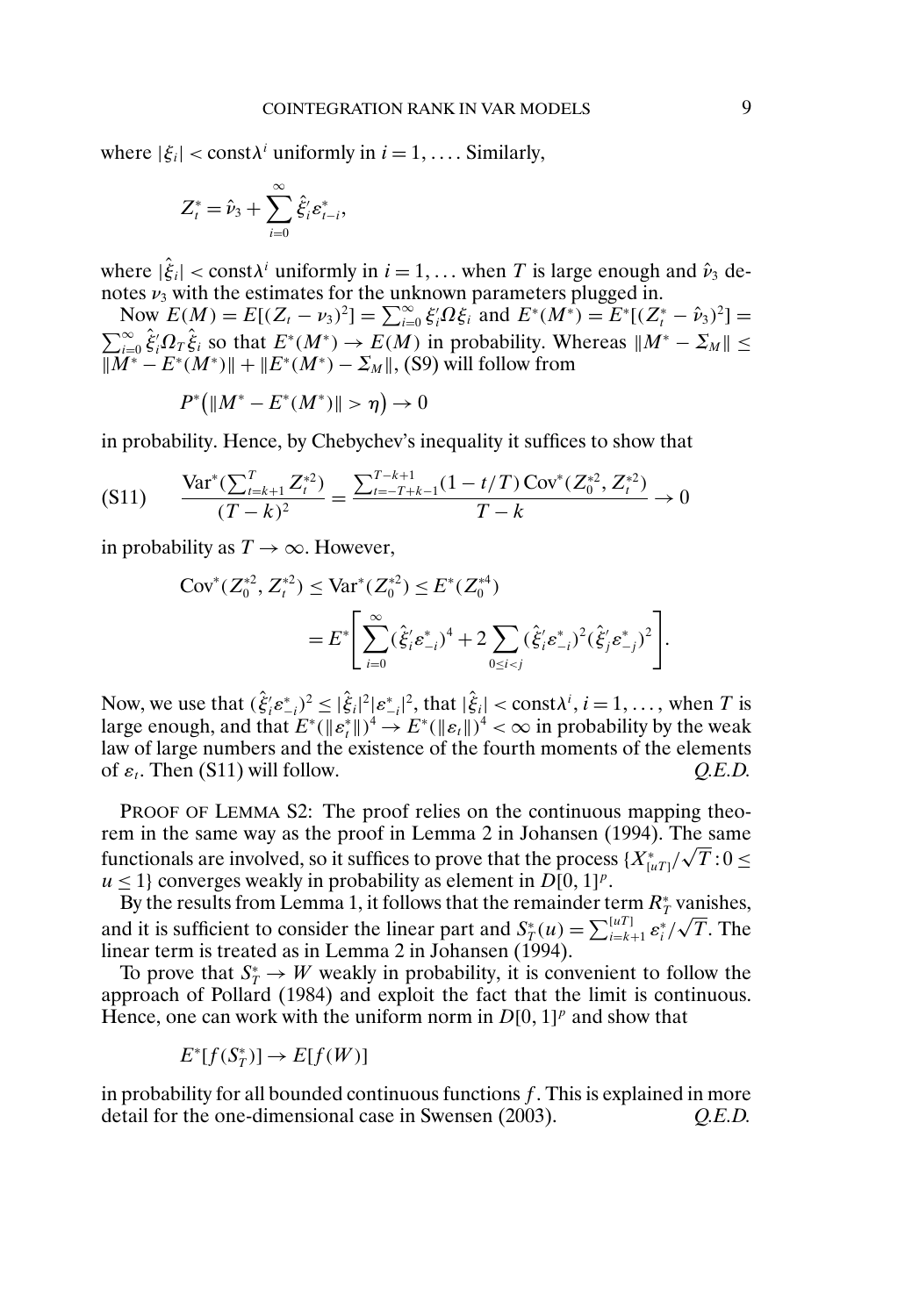where $|\xi_i| < \text{const}\lambda^i$ uniformly in $i = 1, \ldots$. Similarly,

$$Z_t^* = \hat{\nu}_3 + \sum_{i=0}^{\infty} \hat{\xi}_i' \varepsilon_{t-i}^*,$$

where $|\hat{\xi}_i| < \text{const}\lambda^i$ uniformly in $i = 1, \ldots$ when $T$ is large enough and $\hat{\nu}_3$ denotes $\nu_3$ with the estimates for the unknown parameters plugged in.

Now $E(M) = E[(Z_t - \nu_3)^2] = \sum_{i=0}^{\infty} \xi_i' \Omega \xi_i$ and $E^*(M^*) = E^*[(Z_t^* - \hat{\nu}_3)^2] = \sum_{i=0}^{\infty} \hat{\xi}_i' \Omega_T \hat{\xi}_i$ so that $E^*(M^*) \to E(M)$ in probability. Whereas $\|M^* - \Sigma_M\| \leq \|M^* - E^*(M^*)\| + \|E^*(M^*) - \Sigma_M\|$, (S9) will follow from

$$P^*(\|M^* - E^*(M^*)\| > \eta) \to 0$$

in probability. Hence, by Chebychev's inequality it suffices to show that

$$\text{(S11)} \qquad \frac{\text{Var}^*(\sum_{t=k+1}^{T} Z_t^{*2})}{(T-k)^2} = \frac{\sum_{t=-T+k-1}^{T-k+1} (1 - t/T) \text{Cov}^*(Z_0^{*2}, Z_t^{*2})}{T-k} \to 0$$

in probability as $T \to \infty$. However,

$$\begin{aligned}
\text{Cov}^*(Z_0^{*2}, Z_t^{*2}) &\leq \text{Var}^*(Z_0^{*2}) \leq E^*(Z_0^{*4}) \\
&= E^*\left[\sum_{i=0}^{\infty} (\hat{\xi}_i' \varepsilon_{-i}^*)^4 + 2 \sum_{0 \leq i < j} (\hat{\xi}_i' \varepsilon_{-i}^*)^2 (\hat{\xi}_j' \varepsilon_{-j}^*)^2\right].
\end{aligned}$$

Now, we use that $(\hat{\xi}_i' \varepsilon_{-i}^*)^2 \leq |\hat{\xi}_i|^2 |\varepsilon_{-i}^*|^2$, that $|\hat{\xi}_i| < \text{const}\lambda^i$, $i = 1, \ldots$, when $T$ is large enough, and that $E^*(\|\varepsilon_t^*\|)^4 \to E^*(\|\varepsilon_t\|)^4 < \infty$ in probability by the weak law of large numbers and the existence of the fourth moments of the elements of $\varepsilon_t$. Then (S11) will follow. *Q.E.D.*

PROOF OF LEMMA S2: The proof relies on the continuous mapping theorem in the same way as the proof in Lemma 2 in Johansen (1994). The same functionals are involved, so it suffices to prove that the process $\{X_{[uT]}^*/\sqrt{T} : 0 \leq u \leq 1\}$ converges weakly in probability as element in $D[0, 1]^p$.

By the results from Lemma 1, it follows that the remainder term $R_T^*$ vanishes, and it is sufficient to consider the linear part and $S_T^*(u) = \sum_{i=k+1}^{[uT]} \varepsilon_i^* / \sqrt{T}$. The linear term is treated as in Lemma 2 in Johansen (1994).

To prove that $S_T^* \to W$ weakly in probability, it is convenient to follow the approach of Pollard (1984) and exploit the fact that the limit is continuous. Hence, one can work with the uniform norm in $D[0, 1]^p$ and show that

$$E^*[f(S_T^*)] \to E[f(W)]$$

in probability for all bounded continuous functions $f$. This is explained in more detail for the one-dimensional case in Swensen (2003). *Q.E.D.*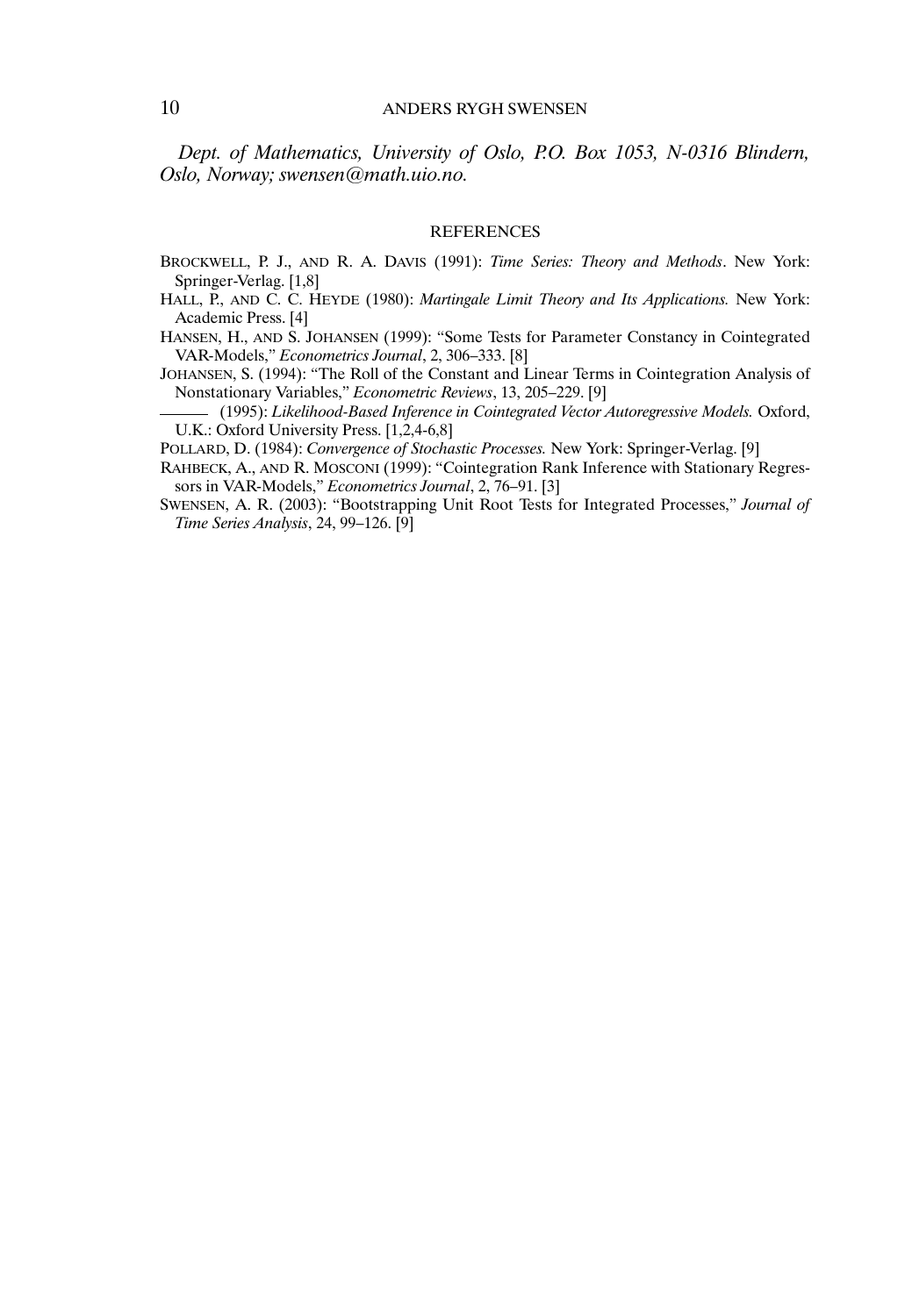*Dept. of Mathematics, University of Oslo, P.O. Box 1053, N-0316 Blindern, Oslo, Norway; swensen@math.uio.no.*

## REFERENCES

BROCKWELL, P. J., AND R. A. DAVIS (1991): *Time Series: Theory and Methods*. New York: Springer-Verlag. [1,8]

HALL, P., AND C. C. HEYDE (1980): *Martingale Limit Theory and Its Applications.* New York: Academic Press. [4]

HANSEN, H., AND S. JOHANSEN (1999): "Some Tests for Parameter Constancy in Cointegrated VAR-Models," *Econometrics Journal*, 2, 306–333. [8]

JOHANSEN, S. (1994): "The Roll of the Constant and Linear Terms in Cointegration Analysis of Nonstationary Variables," *Econometric Reviews*, 13, 205–229. [9]

——— (1995): *Likelihood-Based Inference in Cointegrated Vector Autoregressive Models.* Oxford, U.K.: Oxford University Press. [1,2,4-6,8]

POLLARD, D. (1984): *Convergence of Stochastic Processes.* New York: Springer-Verlag. [9]

RAHBECK, A., AND R. MOSCONI (1999): "Cointegration Rank Inference with Stationary Regressors in VAR-Models," *Econometrics Journal*, 2, 76–91. [3]

SWENSEN, A. R. (2003): "Bootstrapping Unit Root Tests for Integrated Processes," *Journal of Time Series Analysis*, 24, 99–126. [9]